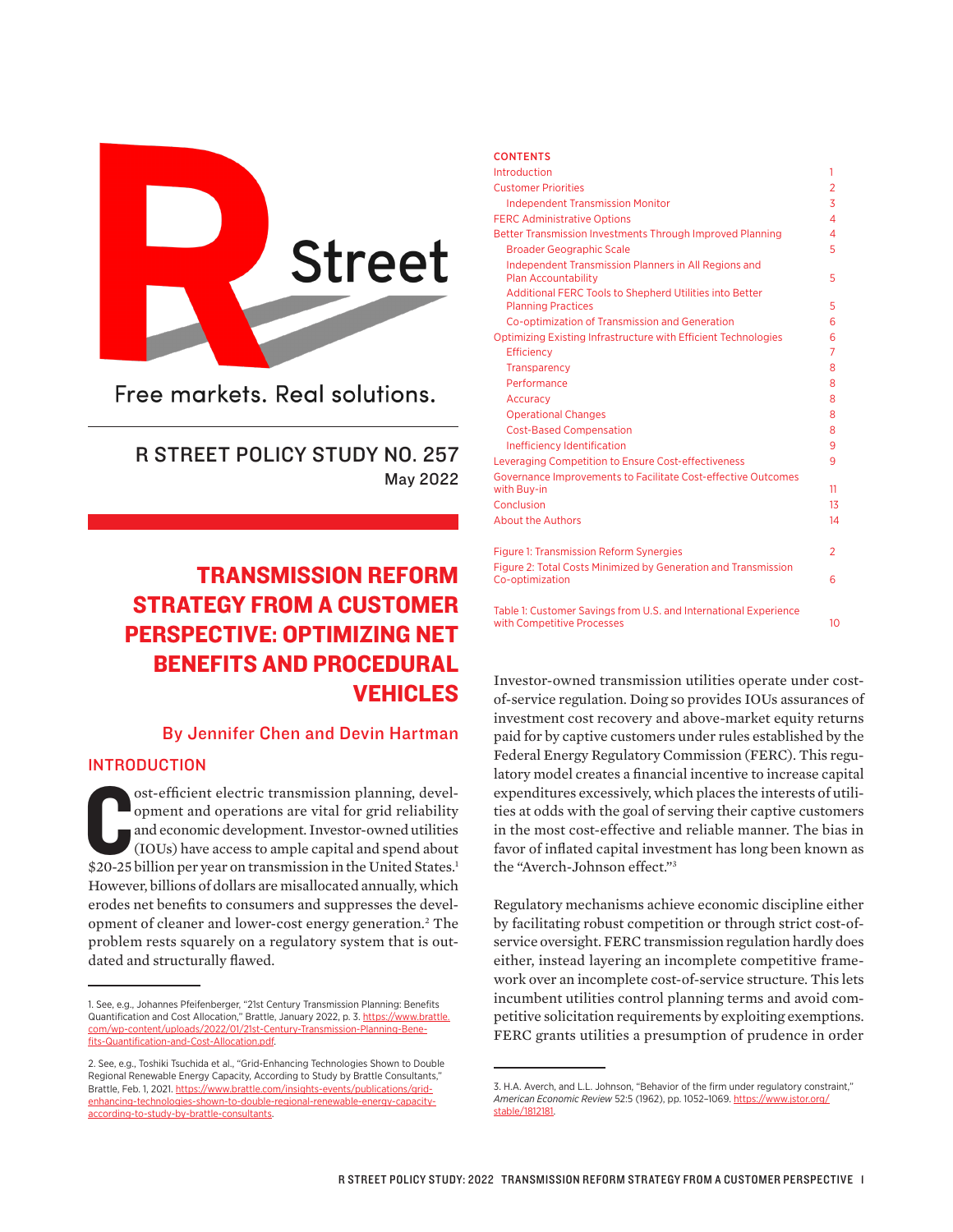R Street

Free markets. Real solutions.

R STREET POLICY STUDY NO. 257
May 2022

# TRANSMISSION REFORM STRATEGY FROM A CUSTOMER PERSPECTIVE: OPTIMIZING NET BENEFITS AND PROCEDURAL VEHICLES

By Jennifer Chen and Devin Hartman

**CONTENTS**

| | |
|---|---|
| Introduction | 1 |
| Customer Priorities | 2 |
| Independent Transmission Monitor | 3 |
| FERC Administrative Options | 4 |
| Better Transmission Investments Through Improved Planning | 4 |
| Broader Geographic Scale | 5 |
| Independent Transmission Planners in All Regions and Plan Accountability | 5 |
| Additional FERC Tools to Shepherd Utilities into Better Planning Practices | 5 |
| Co-optimization of Transmission and Generation | 6 |
| Optimizing Existing Infrastructure with Efficient Technologies | 6 |
| Efficiency | 7 |
| Transparency | 8 |
| Performance | 8 |
| Accuracy | 8 |
| Operational Changes | 8 |
| Cost-Based Compensation | 8 |
| Inefficiency Identification | 9 |
| Leveraging Competition to Ensure Cost-effectiveness | 9 |
| Governance Improvements to Facilitate Cost-effective Outcomes with Buy-in | 11 |
| Conclusion | 13 |
| About the Authors | 14 |
| Figure 1: Transmission Reform Synergies | 2 |
| Figure 2: Total Costs Minimized by Generation and Transmission Co-optimization | 6 |
| Table 1: Customer Savings from U.S. and International Experience with Competitive Processes | 10 |

## INTRODUCTION

Cost-efficient electric transmission planning, development and operations are vital for grid reliability and economic development. Investor-owned utilities (IOUs) have access to ample capital and spend about $20-25 billion per year on transmission in the United States.[1] However, billions of dollars are misallocated annually, which erodes net benefits to consumers and suppresses the development of cleaner and lower-cost energy generation.[2] The problem rests squarely on a regulatory system that is outdated and structurally flawed.

Investor-owned transmission utilities operate under cost-of-service regulation. Doing so provides IOUs assurances of investment cost recovery and above-market equity returns paid for by captive customers under rules established by the Federal Energy Regulatory Commission (FERC). This regulatory model creates a financial incentive to increase capital expenditures excessively, which places the interests of utilities at odds with the goal of serving their captive customers in the most cost-effective and reliable manner. The bias in favor of inflated capital investment has long been known as the "Averch-Johnson effect."[3]

Regulatory mechanisms achieve economic discipline either by facilitating robust competition or through strict cost-of-service oversight. FERC transmission regulation hardly does either, instead layering an incomplete competitive framework over an incomplete cost-of-service structure. This lets incumbent utilities control planning terms and avoid competitive solicitation requirements by exploiting exemptions. FERC grants utilities a presumption of prudence in order

1. See, e.g., Johannes Pfeifenberger, "21st Century Transmission Planning: Benefits Quantification and Cost Allocation," Brattle, January 2022, p. 3. https://www.brattle.com/wp-content/uploads/2022/01/21st-Century-Transmission-Planning-Benefits-Quantification-and-Cost-Allocation.pdf.

2. See, e.g., Toshiki Tsuchida et al., "Grid-Enhancing Technologies Shown to Double Regional Renewable Energy Capacity, According to Study by Brattle Consultants," Brattle, Feb. 1, 2021. https://www.brattle.com/insights-events/publications/grid-enhancing-technologies-shown-to-double-regional-renewable-energy-capacity-according-to-study-by-brattle-consultants.

3. H.A. Averch, and L.L. Johnson, "Behavior of the firm under regulatory constraint," *American Economic Review* 52:5 (1962), pp. 1052–1069. https://www.jstor.org/stable/1812181.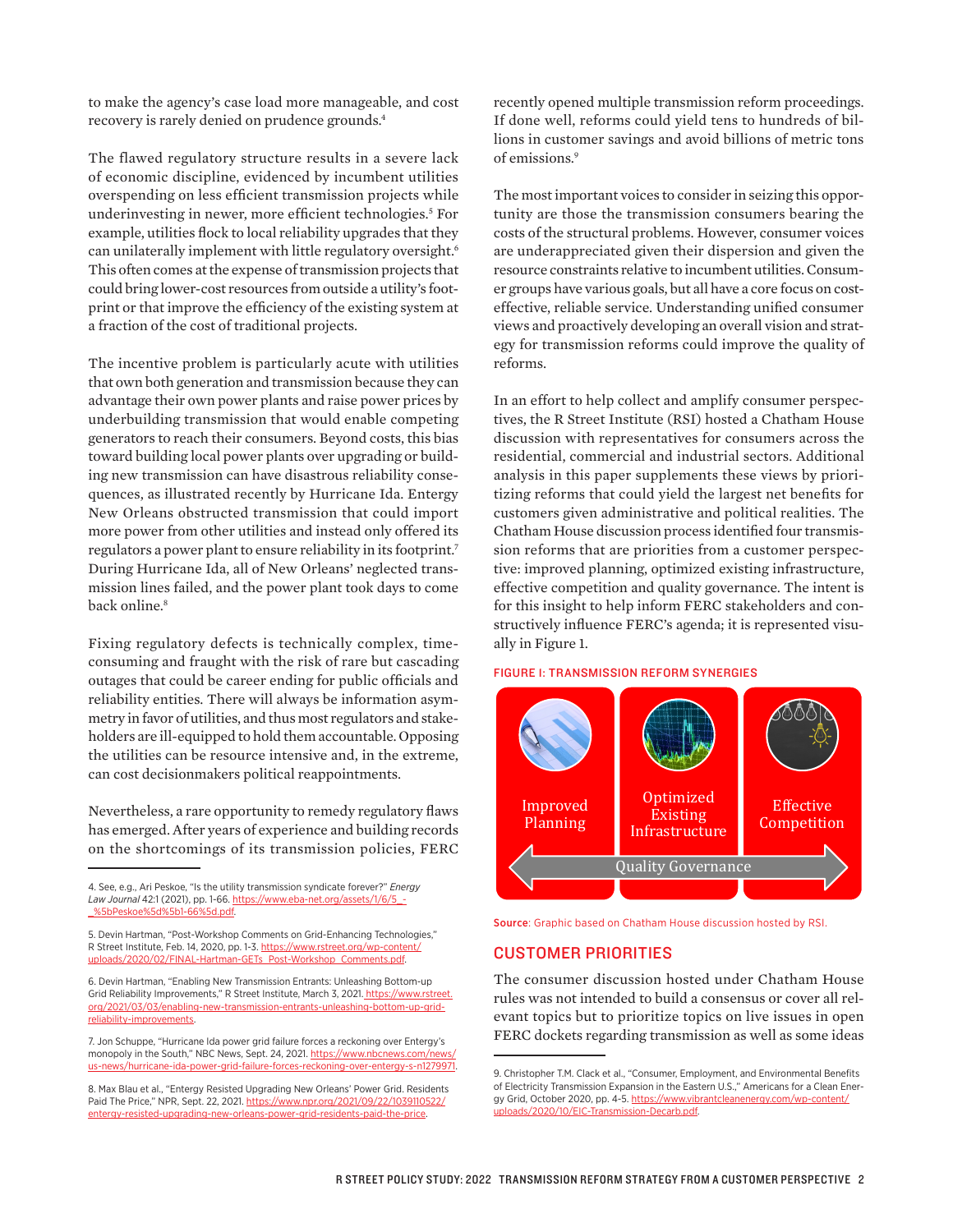to make the agency's case load more manageable, and cost recovery is rarely denied on prudence grounds.[4]

The flawed regulatory structure results in a severe lack of economic discipline, evidenced by incumbent utilities overspending on less efficient transmission projects while underinvesting in newer, more efficient technologies.[5] For example, utilities flock to local reliability upgrades that they can unilaterally implement with little regulatory oversight.[6] This often comes at the expense of transmission projects that could bring lower-cost resources from outside a utility's footprint or that improve the efficiency of the existing system at a fraction of the cost of traditional projects.

The incentive problem is particularly acute with utilities that own both generation and transmission because they can advantage their own power plants and raise power prices by underbuilding transmission that would enable competing generators to reach their consumers. Beyond costs, this bias toward building local power plants over upgrading or building new transmission can have disastrous reliability consequences, as illustrated recently by Hurricane Ida. Entergy New Orleans obstructed transmission that could import more power from other utilities and instead only offered its regulators a power plant to ensure reliability in its footprint.[7] During Hurricane Ida, all of New Orleans' neglected transmission lines failed, and the power plant took days to come back online.[8]

Fixing regulatory defects is technically complex, time-consuming and fraught with the risk of rare but cascading outages that could be career ending for public officials and reliability entities. There will always be information asymmetry in favor of utilities, and thus most regulators and stakeholders are ill-equipped to hold them accountable. Opposing the utilities can be resource intensive and, in the extreme, can cost decisionmakers political reappointments.

Nevertheless, a rare opportunity to remedy regulatory flaws has emerged. After years of experience and building records on the shortcomings of its transmission policies, FERC recently opened multiple transmission reform proceedings. If done well, reforms could yield tens to hundreds of billions in customer savings and avoid billions of metric tons of emissions.[9]

The most important voices to consider in seizing this opportunity are those the transmission consumers bearing the costs of the structural problems. However, consumer voices are underappreciated given their dispersion and given the resource constraints relative to incumbent utilities. Consumer groups have various goals, but all have a core focus on cost-effective, reliable service. Understanding unified consumer views and proactively developing an overall vision and strategy for transmission reforms could improve the quality of reforms.

In an effort to help collect and amplify consumer perspectives, the R Street Institute (RSI) hosted a Chatham House discussion with representatives for consumers across the residential, commercial and industrial sectors. Additional analysis in this paper supplements these views by prioritizing reforms that could yield the largest net benefits for customers given administrative and political realities. The Chatham House discussion process identified four transmission reforms that are priorities from a customer perspective: improved planning, optimized existing infrastructure, effective competition and quality governance. The intent is for this insight to help inform FERC stakeholders and constructively influence FERC's agenda; it is represented visually in Figure 1.

FIGURE I: TRANSMISSION REFORM SYNERGIES

Improved Planning | Optimized Existing Infrastructure | Effective Competition

Quality Governance

**Source**: Graphic based on Chatham House discussion hosted by RSI.

## CUSTOMER PRIORITIES

The consumer discussion hosted under Chatham House rules was not intended to build a consensus or cover all relevant topics but to prioritize topics on live issues in open FERC dockets regarding transmission as well as some ideas

---

4. See, e.g., Ari Peskoe, "Is the utility transmission syndicate forever?" *Energy Law Journal* 42:1 (2021), pp. 1-66. https://www.eba-net.org/assets/1/6/5_-_%5bPeskoe%5d%5b1-66%5d.pdf.

5. Devin Hartman, "Post-Workshop Comments on Grid-Enhancing Technologies," R Street Institute, Feb. 14, 2020, pp. 1-3. https://www.rstreet.org/wp-content/uploads/2020/02/FINAL-Hartman-GETs_Post-Workshop_Comments.pdf.

6. Devin Hartman, "Enabling New Transmission Entrants: Unleashing Bottom-up Grid Reliability Improvements," R Street Institute, March 3, 2021. https://www.rstreet.org/2021/03/03/enabling-new-transmission-entrants-unleashing-bottom-up-grid-reliability-improvements.

7. Jon Schuppe, "Hurricane Ida power grid failure forces a reckoning over Entergy's monopoly in the South," NBC News, Sept. 24, 2021. https://www.nbcnews.com/news/us-news/hurricane-ida-power-grid-failure-forces-reckoning-over-entergy-s-n1279971.

8. Max Blau et al., "Entergy Resisted Upgrading New Orleans' Power Grid. Residents Paid The Price," NPR, Sept. 22, 2021. https://www.npr.org/2021/09/22/1039110522/entergy-resisted-upgrading-new-orleans-power-grid-residents-paid-the-price.

9. Christopher T.M. Clack et al., "Consumer, Employment, and Environmental Benefits of Electricity Transmission Expansion in the Eastern U.S.," Americans for a Clean Energy Grid, October 2020, pp. 4-5. https://www.vibrantcleanenergy.com/wp-content/uploads/2020/10/EIC-Transmission-Decarb.pdf.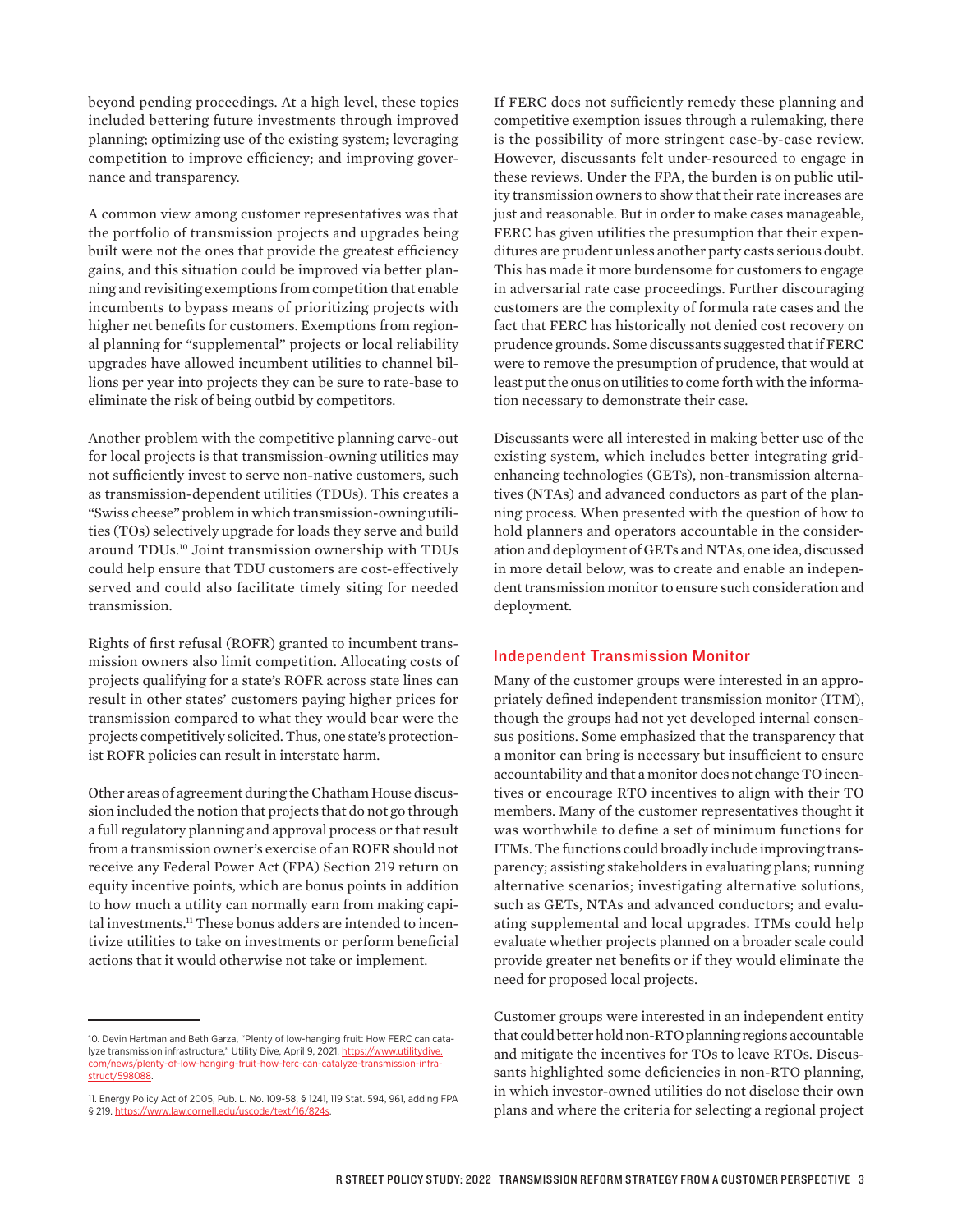beyond pending proceedings. At a high level, these topics included bettering future investments through improved planning; optimizing use of the existing system; leveraging competition to improve efficiency; and improving governance and transparency.

A common view among customer representatives was that the portfolio of transmission projects and upgrades being built were not the ones that provide the greatest efficiency gains, and this situation could be improved via better planning and revisiting exemptions from competition that enable incumbents to bypass means of prioritizing projects with higher net benefits for customers. Exemptions from regional planning for "supplemental" projects or local reliability upgrades have allowed incumbent utilities to channel billions per year into projects they can be sure to rate-base to eliminate the risk of being outbid by competitors.

Another problem with the competitive planning carve-out for local projects is that transmission-owning utilities may not sufficiently invest to serve non-native customers, such as transmission-dependent utilities (TDUs). This creates a "Swiss cheese" problem in which transmission-owning utilities (TOs) selectively upgrade for loads they serve and build around TDUs.[10] Joint transmission ownership with TDUs could help ensure that TDU customers are cost-effectively served and could also facilitate timely siting for needed transmission.

Rights of first refusal (ROFR) granted to incumbent transmission owners also limit competition. Allocating costs of projects qualifying for a state's ROFR across state lines can result in other states' customers paying higher prices for transmission compared to what they would bear were the projects competitively solicited. Thus, one state's protectionist ROFR policies can result in interstate harm.

Other areas of agreement during the Chatham House discussion included the notion that projects that do not go through a full regulatory planning and approval process or that result from a transmission owner's exercise of an ROFR should not receive any Federal Power Act (FPA) Section 219 return on equity incentive points, which are bonus points in addition to how much a utility can normally earn from making capital investments.[11] These bonus adders are intended to incentivize utilities to take on investments or perform beneficial actions that it would otherwise not take or implement.

If FERC does not sufficiently remedy these planning and competitive exemption issues through a rulemaking, there is the possibility of more stringent case-by-case review. However, discussants felt under-resourced to engage in these reviews. Under the FPA, the burden is on public utility transmission owners to show that their rate increases are just and reasonable. But in order to make cases manageable, FERC has given utilities the presumption that their expenditures are prudent unless another party casts serious doubt. This has made it more burdensome for customers to engage in adversarial rate case proceedings. Further discouraging customers are the complexity of formula rate cases and the fact that FERC has historically not denied cost recovery on prudence grounds. Some discussants suggested that if FERC were to remove the presumption of prudence, that would at least put the onus on utilities to come forth with the information necessary to demonstrate their case.

Discussants were all interested in making better use of the existing system, which includes better integrating grid-enhancing technologies (GETs), non-transmission alternatives (NTAs) and advanced conductors as part of the planning process. When presented with the question of how to hold planners and operators accountable in the consideration and deployment of GETs and NTAs, one idea, discussed in more detail below, was to create and enable an independent transmission monitor to ensure such consideration and deployment.

### Independent Transmission Monitor

Many of the customer groups were interested in an appropriately defined independent transmission monitor (ITM), though the groups had not yet developed internal consensus positions. Some emphasized that the transparency that a monitor can bring is necessary but insufficient to ensure accountability and that a monitor does not change TO incentives or encourage RTO incentives to align with their TO members. Many of the customer representatives thought it was worthwhile to define a set of minimum functions for ITMs. The functions could broadly include improving transparency; assisting stakeholders in evaluating plans; running alternative scenarios; investigating alternative solutions, such as GETs, NTAs and advanced conductors; and evaluating supplemental and local upgrades. ITMs could help evaluate whether projects planned on a broader scale could provide greater net benefits or if they would eliminate the need for proposed local projects.

Customer groups were interested in an independent entity that could better hold non-RTO planning regions accountable and mitigate the incentives for TOs to leave RTOs. Discussants highlighted some deficiencies in non-RTO planning, in which investor-owned utilities do not disclose their own plans and where the criteria for selecting a regional project

---

10. Devin Hartman and Beth Garza, "Plenty of low-hanging fruit: How FERC can catalyze transmission infrastructure," Utility Dive, April 9, 2021. https://www.utilitydive.com/news/plenty-of-low-hanging-fruit-how-ferc-can-catalyze-transmission-infrastruct/598088.

11. Energy Policy Act of 2005, Pub. L. No. 109-58, § 1241, 119 Stat. 594, 961, adding FPA § 219. https://www.law.cornell.edu/uscode/text/16/824s.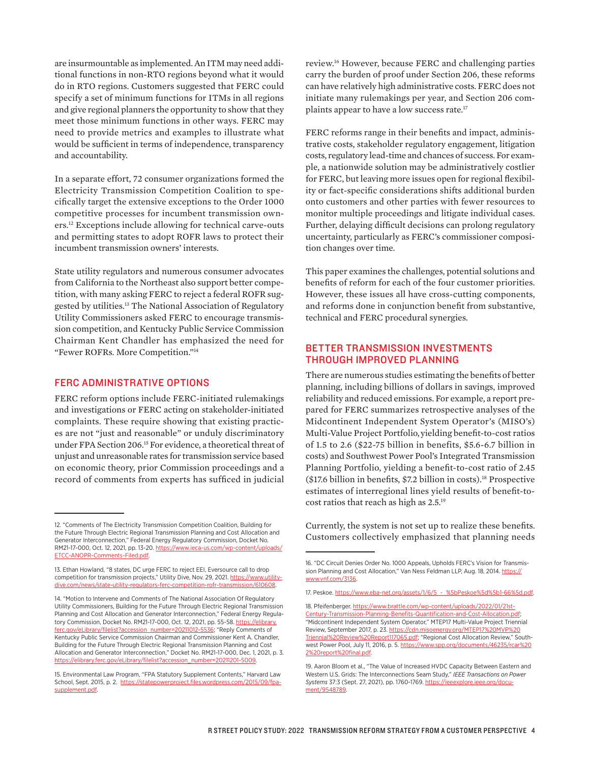are insurmountable as implemented. An ITM may need additional functions in non-RTO regions beyond what it would do in RTO regions. Customers suggested that FERC could specify a set of minimum functions for ITMs in all regions and give regional planners the opportunity to show that they meet those minimum functions in other ways. FERC may need to provide metrics and examples to illustrate what would be sufficient in terms of independence, transparency and accountability.

In a separate effort, 72 consumer organizations formed the Electricity Transmission Competition Coalition to specifically target the extensive exceptions to the Order 1000 competitive processes for incumbent transmission owners.[12] Exceptions include allowing for technical carve-outs and permitting states to adopt ROFR laws to protect their incumbent transmission owners' interests.

State utility regulators and numerous consumer advocates from California to the Northeast also support better competition, with many asking FERC to reject a federal ROFR suggested by utilities.[13] The National Association of Regulatory Utility Commissioners asked FERC to encourage transmission competition, and Kentucky Public Service Commission Chairman Kent Chandler has emphasized the need for "Fewer ROFRs. More Competition."[14]

## FERC ADMINISTRATIVE OPTIONS

FERC reform options include FERC-initiated rulemakings and investigations or FERC acting on stakeholder-initiated complaints. These require showing that existing practices are not "just and reasonable" or unduly discriminatory under FPA Section 206.[15] For evidence, a theoretical threat of unjust and unreasonable rates for transmission service based on economic theory, prior Commission proceedings and a record of comments from experts has sufficed in judicial review.[16] However, because FERC and challenging parties carry the burden of proof under Section 206, these reforms can have relatively high administrative costs. FERC does not initiate many rulemakings per year, and Section 206 complaints appear to have a low success rate.[17]

FERC reforms range in their benefits and impact, administrative costs, stakeholder regulatory engagement, litigation costs, regulatory lead-time and chances of success. For example, a nationwide solution may be administratively costlier for FERC, but leaving more issues open for regional flexibility or fact-specific considerations shifts additional burden onto customers and other parties with fewer resources to monitor multiple proceedings and litigate individual cases. Further, delaying difficult decisions can prolong regulatory uncertainty, particularly as FERC's commissioner composition changes over time.

This paper examines the challenges, potential solutions and benefits of reform for each of the four customer priorities. However, these issues all have cross-cutting components, and reforms done in conjunction benefit from substantive, technical and FERC procedural synergies.

## BETTER TRANSMISSION INVESTMENTS THROUGH IMPROVED PLANNING

There are numerous studies estimating the benefits of better planning, including billions of dollars in savings, improved reliability and reduced emissions. For example, a report prepared for FERC summarizes retrospective analyses of the Midcontinent Independent System Operator's (MISO's) Multi-Value Project Portfolio, yielding benefit-to-cost ratios of 1.5 to 2.6 ($22-75 billion in benefits, $5.6-6.7 billion in costs) and Southwest Power Pool's Integrated Transmission Planning Portfolio, yielding a benefit-to-cost ratio of 2.45 ($17.6 billion in benefits, $7.2 billion in costs).[18] Prospective estimates of interregional lines yield results of benefit-to-cost ratios that reach as high as 2.5.[19]

Currently, the system is not set up to realize these benefits. Customers collectively emphasized that planning needs

---

12. "Comments of The Electricity Transmission Competition Coalition, Building for the Future Through Electric Regional Transmission Planning and Cost Allocation and Generator Interconnection," Federal Energy Regulatory Commission, Docket No. RM21-17-000, Oct. 12, 2021, pp. 13-20. https://www.ieca-us.com/wp-content/uploads/ETCC-ANOPR-Comments-Filed.pdf.

13. Ethan Howland, "8 states, DC urge FERC to reject EEI, Eversource call to drop competition for transmission projects," Utility Dive, Nov. 29, 2021. https://www.utilitydive.com/news/state-utility-regulators-ferc-competition-rofr-transmission/610608.

14. "Motion to Intervene and Comments of The National Association Of Regulatory Utility Commissioners, Building for the Future Through Electric Regional Transmission Planning and Cost Allocation and Generator Interconnection," Federal Energy Regulatory Commission, Docket No. RM21-17-000, Oct. 12, 2021, pp. 55-58. https://elibrary.ferc.gov/eLibrary/filelist?accession_number=20211012-5536; "Reply Comments of Kentucky Public Service Commission Chairman and Commissioner Kent A. Chandler, Building for the Future Through Electric Regional Transmission Planning and Cost Allocation and Generator Interconnection," Docket No. RM21-17-000, Dec. 1, 2021, p. 3. https://elibrary.ferc.gov/eLibrary/filelist?accession_number=20211201-5009.

15. Environmental Law Program, "FPA Statutory Supplement Contents," Harvard Law School, Sept. 2015, p. 2. https://statepowerproject.files.wordpress.com/2015/09/fpa-supplement.pdf.

16. "DC Circuit Denies Order No. 1000 Appeals, Upholds FERC's Vision for Transmission Planning and Cost Allocation," Van Ness Feldman LLP, Aug. 18, 2014. https://www.vnf.com/3136.

17. Peskoe. https://www.eba-net.org/assets/1/6/5_-_%5bPeskoe%5d%5b1-66%5d.pdf.

18. Pfeifenberger. https://www.brattle.com/wp-content/uploads/2022/01/21st-Century-Transmission-Planning-Benefits-Quantification-and-Cost-Allocation.pdf; "Midcontinent Independent System Operator," MTEP17 Multi-Value Project Triennial Review, September 2017, p. 23. https://cdn.misoenergy.org/MTEP17%20MVP%20Triennial%20Review%20Report117065.pdf; "Regional Cost Allocation Review," Southwest Power Pool, July 11, 2016, p. 5. https://www.spp.org/documents/46235/rcar%202%20report%20final.pdf.

19. Aaron Bloom et al., "The Value of Increased HVDC Capacity Between Eastern and Western U.S. Grids: The Interconnections Seam Study," *IEEE Transactions on Power Systems* 37:3 (Sept. 27, 2021), pp. 1760-1769. https://ieeexplore.ieee.org/document/9548789.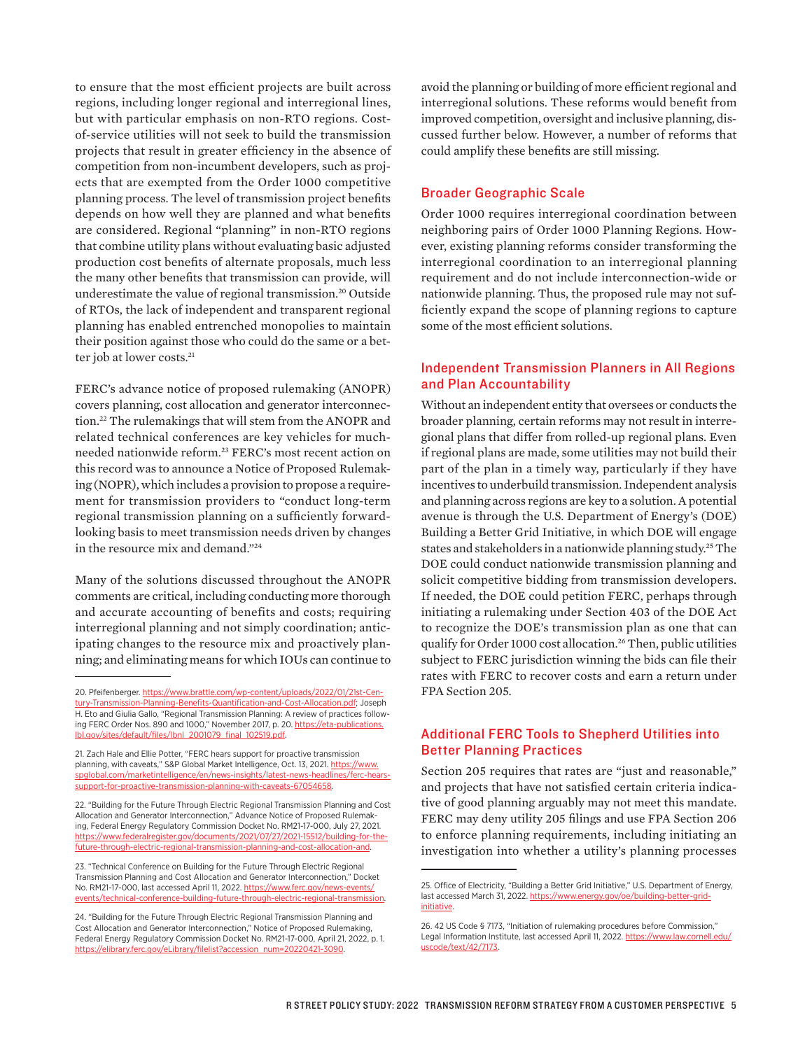to ensure that the most efficient projects are built across regions, including longer regional and interregional lines, but with particular emphasis on non-RTO regions. Cost-of-service utilities will not seek to build the transmission projects that result in greater efficiency in the absence of competition from non-incumbent developers, such as projects that are exempted from the Order 1000 competitive planning process. The level of transmission project benefits depends on how well they are planned and what benefits are considered. Regional "planning" in non-RTO regions that combine utility plans without evaluating basic adjusted production cost benefits of alternate proposals, much less the many other benefits that transmission can provide, will underestimate the value of regional transmission.[20] Outside of RTOs, the lack of independent and transparent regional planning has enabled entrenched monopolies to maintain their position against those who could do the same or a better job at lower costs.[21]

FERC's advance notice of proposed rulemaking (ANOPR) covers planning, cost allocation and generator interconnection.[22] The rulemakings that will stem from the ANOPR and related technical conferences are key vehicles for much-needed nationwide reform.[23] FERC's most recent action on this record was to announce a Notice of Proposed Rulemaking (NOPR), which includes a provision to propose a requirement for transmission providers to "conduct long-term regional transmission planning on a sufficiently forward-looking basis to meet transmission needs driven by changes in the resource mix and demand."[24]

Many of the solutions discussed throughout the ANOPR comments are critical, including conducting more thorough and accurate accounting of benefits and costs; requiring interregional planning and not simply coordination; anticipating changes to the resource mix and proactively planning; and eliminating means for which IOUs can continue to avoid the planning or building of more efficient regional and interregional solutions. These reforms would benefit from improved competition, oversight and inclusive planning, discussed further below. However, a number of reforms that could amplify these benefits are still missing.

### Broader Geographic Scale

Order 1000 requires interregional coordination between neighboring pairs of Order 1000 Planning Regions. However, existing planning reforms consider transforming the interregional coordination to an interregional planning requirement and do not include interconnection-wide or nationwide planning. Thus, the proposed rule may not sufficiently expand the scope of planning regions to capture some of the most efficient solutions.

### Independent Transmission Planners in All Regions and Plan Accountability

Without an independent entity that oversees or conducts the broader planning, certain reforms may not result in interregional plans that differ from rolled-up regional plans. Even if regional plans are made, some utilities may not build their part of the plan in a timely way, particularly if they have incentives to underbuild transmission. Independent analysis and planning across regions are key to a solution. A potential avenue is through the U.S. Department of Energy's (DOE) Building a Better Grid Initiative, in which DOE will engage states and stakeholders in a nationwide planning study.[25] The DOE could conduct nationwide transmission planning and solicit competitive bidding from transmission developers. If needed, the DOE could petition FERC, perhaps through initiating a rulemaking under Section 403 of the DOE Act to recognize the DOE's transmission plan as one that can qualify for Order 1000 cost allocation.[26] Then, public utilities subject to FERC jurisdiction winning the bids can file their rates with FERC to recover costs and earn a return under FPA Section 205.

### Additional FERC Tools to Shepherd Utilities into Better Planning Practices

Section 205 requires that rates are "just and reasonable," and projects that have not satisfied certain criteria indicative of good planning arguably may not meet this mandate. FERC may deny utility 205 filings and use FPA Section 206 to enforce planning requirements, including initiating an investigation into whether a utility's planning processes

---

20. Pfeifenberger. https://www.brattle.com/wp-content/uploads/2022/01/21st-Century-Transmission-Planning-Benefits-Quantification-and-Cost-Allocation.pdf; Joseph H. Eto and Giulia Gallo, "Regional Transmission Planning: A review of practices following FERC Order Nos. 890 and 1000," November 2017, p. 20. https://eta-publications.lbl.gov/sites/default/files/lbnl_2001079_final_102519.pdf.

21. Zach Hale and Ellie Potter, "FERC hears support for proactive transmission planning, with caveats," S&P Global Market Intelligence, Oct. 13, 2021. https://www.spglobal.com/marketintelligence/en/news-insights/latest-news-headlines/ferc-hears-support-for-proactive-transmission-planning-with-caveats-67054658.

22. "Building for the Future Through Electric Regional Transmission Planning and Cost Allocation and Generator Interconnection," Advance Notice of Proposed Rulemaking, Federal Energy Regulatory Commission Docket No. RM21-17-000, July 27, 2021. https://www.federalregister.gov/documents/2021/07/27/2021-15512/building-for-the-future-through-electric-regional-transmission-planning-and-cost-allocation-and.

23. "Technical Conference on Building for the Future Through Electric Regional Transmission Planning and Cost Allocation and Generator Interconnection," Docket No. RM21-17-000, last accessed April 11, 2022. https://www.ferc.gov/news-events/events/technical-conference-building-future-through-electric-regional-transmission.

24. "Building for the Future Through Electric Regional Transmission Planning and Cost Allocation and Generator Interconnection," Notice of Proposed Rulemaking, Federal Energy Regulatory Commission Docket No. RM21-17-000, April 21, 2022, p. 1. https://elibrary.ferc.gov/eLibrary/filelist?accession_num=20220421-3090.

25. Office of Electricity, "Building a Better Grid Initiative," U.S. Department of Energy, last accessed March 31, 2022. https://www.energy.gov/oe/building-better-grid-initiative.

26. 42 US Code § 7173, "Initiation of rulemaking procedures before Commission," Legal Information Institute, last accessed April 11, 2022. https://www.law.cornell.edu/uscode/text/42/7173.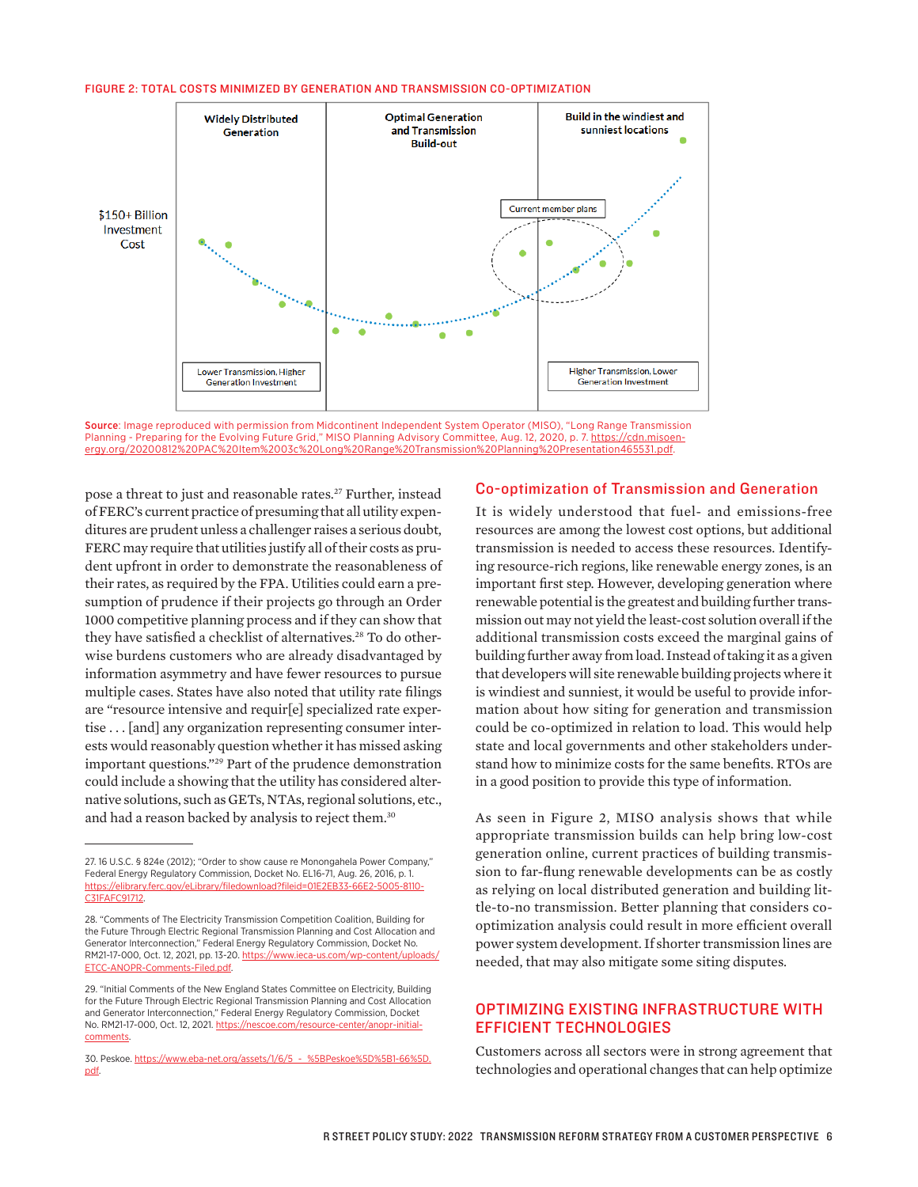FIGURE 2: TOTAL COSTS MINIMIZED BY GENERATION AND TRANSMISSION CO-OPTIMIZATION

Source: Image reproduced with permission from Midcontinent Independent System Operator (MISO), "Long Range Transmission Planning - Preparing for the Evolving Future Grid," MISO Planning Advisory Committee, Aug. 12, 2020, p. 7. https://cdn.misoenergy.org/20200812%20PAC%20Item%2003c%20Long%20Range%20Transmission%20Planning%20Presentation465531.pdf.

pose a threat to just and reasonable rates.[27] Further, instead of FERC's current practice of presuming that all utility expenditures are prudent unless a challenger raises a serious doubt, FERC may require that utilities justify all of their costs as prudent upfront in order to demonstrate the reasonableness of their rates, as required by the FPA. Utilities could earn a presumption of prudence if their projects go through an Order 1000 competitive planning process and if they can show that they have satisfied a checklist of alternatives.[28] To do otherwise burdens customers who are already disadvantaged by information asymmetry and have fewer resources to pursue multiple cases. States have also noted that utility rate filings are "resource intensive and requir[e] specialized rate expertise . . . [and] any organization representing consumer interests would reasonably question whether it has missed asking important questions."[29] Part of the prudence demonstration could include a showing that the utility has considered alternative solutions, such as GETs, NTAs, regional solutions, etc., and had a reason backed by analysis to reject them.[30]

## Co-optimization of Transmission and Generation

It is widely understood that fuel- and emissions-free resources are among the lowest cost options, but additional transmission is needed to access these resources. Identifying resource-rich regions, like renewable energy zones, is an important first step. However, developing generation where renewable potential is the greatest and building further transmission out may not yield the least-cost solution overall if the additional transmission costs exceed the marginal gains of building further away from load. Instead of taking it as a given that developers will site renewable building projects where it is windiest and sunniest, it would be useful to provide information about how siting for generation and transmission could be co-optimized in relation to load. This would help state and local governments and other stakeholders understand how to minimize costs for the same benefits. RTOs are in a good position to provide this type of information.

As seen in Figure 2, MISO analysis shows that while appropriate transmission builds can help bring low-cost generation online, current practices of building transmission to far-flung renewable developments can be as costly as relying on local distributed generation and building little-to-no transmission. Better planning that considers co-optimization analysis could result in more efficient overall power system development. If shorter transmission lines are needed, that may also mitigate some siting disputes.

## OPTIMIZING EXISTING INFRASTRUCTURE WITH EFFICIENT TECHNOLOGIES

Customers across all sectors were in strong agreement that technologies and operational changes that can help optimize

---

27. 16 U.S.C. § 824e (2012); "Order to show cause re Monongahela Power Company," Federal Energy Regulatory Commission, Docket No. EL16-71, Aug. 26, 2016, p. 1. https://elibrary.ferc.gov/eLibrary/filedownload?fileid=01E2EB33-66E2-5005-8110-C31FAFC91712.

28. "Comments of The Electricity Transmission Competition Coalition, Building for the Future Through Electric Regional Transmission Planning and Cost Allocation and Generator Interconnection," Federal Energy Regulatory Commission, Docket No. RM21-17-000, Oct. 12, 2021, pp. 13-20. https://www.ieca-us.com/wp-content/uploads/ETCC-ANOPR-Comments-Filed.pdf.

29. "Initial Comments of the New England States Committee on Electricity, Building for the Future Through Electric Regional Transmission Planning and Cost Allocation and Generator Interconnection," Federal Energy Regulatory Commission, Docket No. RM21-17-000, Oct. 12, 2021. https://nescoe.com/resource-center/anopr-initial-comments.

30. Peskoe. https://www.eba-net.org/assets/1/6/5_-_%5BPeskoe%5D%5B1-66%5D.pdf.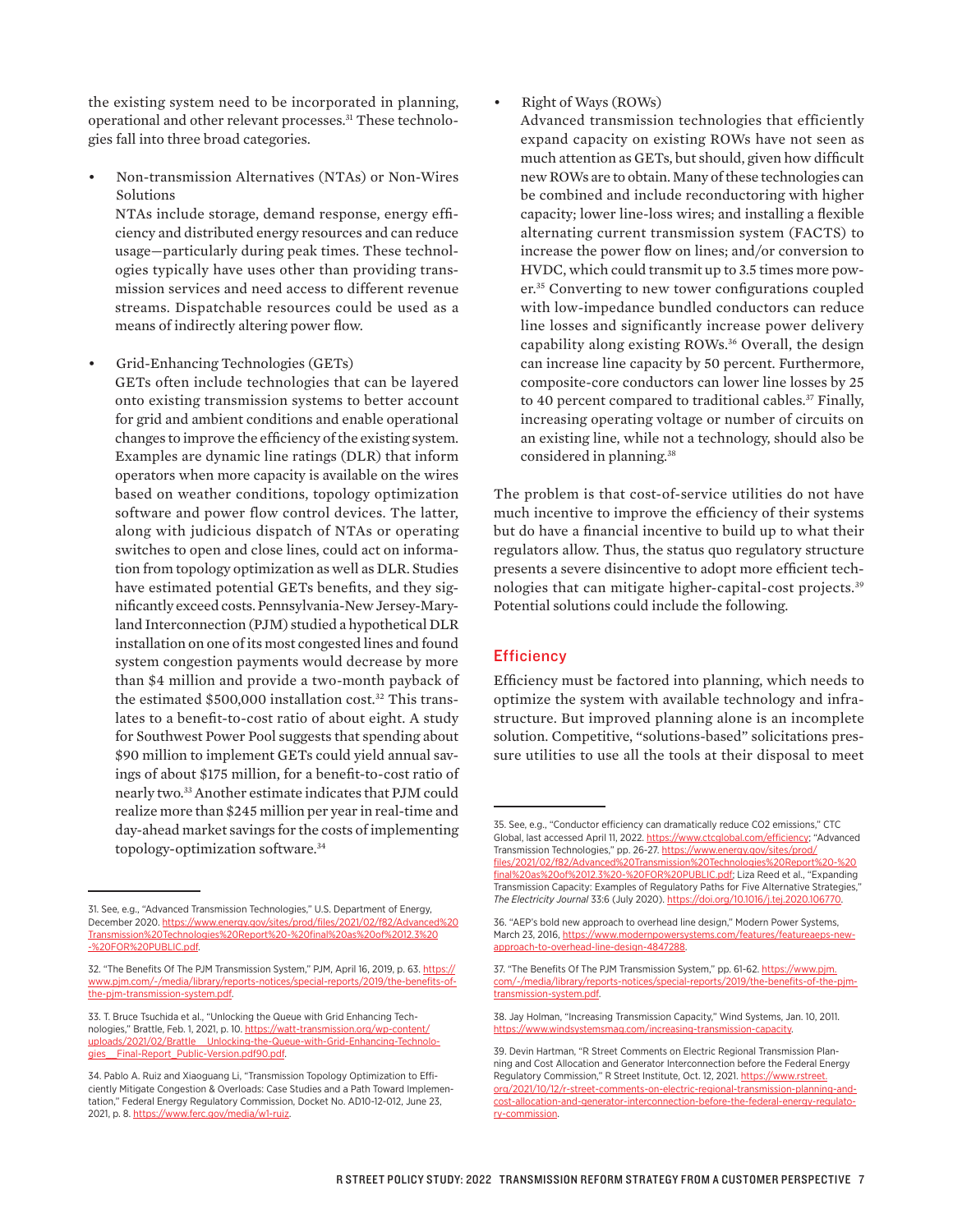the existing system need to be incorporated in planning, operational and other relevant processes.[31] These technologies fall into three broad categories.

- Non-transmission Alternatives (NTAs) or Non-Wires Solutions

  NTAs include storage, demand response, energy efficiency and distributed energy resources and can reduce usage—particularly during peak times. These technologies typically have uses other than providing transmission services and need access to different revenue streams. Dispatchable resources could be used as a means of indirectly altering power flow.

- Grid-Enhancing Technologies (GETs)

  GETs often include technologies that can be layered onto existing transmission systems to better account for grid and ambient conditions and enable operational changes to improve the efficiency of the existing system. Examples are dynamic line ratings (DLR) that inform operators when more capacity is available on the wires based on weather conditions, topology optimization software and power flow control devices. The latter, along with judicious dispatch of NTAs or operating switches to open and close lines, could act on information from topology optimization as well as DLR. Studies have estimated potential GETs benefits, and they significantly exceed costs. Pennsylvania-New Jersey-Maryland Interconnection (PJM) studied a hypothetical DLR installation on one of its most congested lines and found system congestion payments would decrease by more than $4 million and provide a two-month payback of the estimated $500,000 installation cost.[32] This translates to a benefit-to-cost ratio of about eight. A study for Southwest Power Pool suggests that spending about $90 million to implement GETs could yield annual savings of about $175 million, for a benefit-to-cost ratio of nearly two.[33] Another estimate indicates that PJM could realize more than $245 million per year in real-time and day-ahead market savings for the costs of implementing topology-optimization software.[34]

- Right of Ways (ROWs)

  Advanced transmission technologies that efficiently expand capacity on existing ROWs have not seen as much attention as GETs, but should, given how difficult new ROWs are to obtain. Many of these technologies can be combined and include reconductoring with higher capacity; lower line-loss wires; and installing a flexible alternating current transmission system (FACTS) to increase the power flow on lines; and/or conversion to HVDC, which could transmit up to 3.5 times more power.[35] Converting to new tower configurations coupled with low-impedance bundled conductors can reduce line losses and significantly increase power delivery capability along existing ROWs.[36] Overall, the design can increase line capacity by 50 percent. Furthermore, composite-core conductors can lower line losses by 25 to 40 percent compared to traditional cables.[37] Finally, increasing operating voltage or number of circuits on an existing line, while not a technology, should also be considered in planning.[38]

The problem is that cost-of-service utilities do not have much incentive to improve the efficiency of their systems but do have a financial incentive to build up to what their regulators allow. Thus, the status quo regulatory structure presents a severe disincentive to adopt more efficient technologies that can mitigate higher-capital-cost projects.[39] Potential solutions could include the following.

## Efficiency

Efficiency must be factored into planning, which needs to optimize the system with available technology and infrastructure. But improved planning alone is an incomplete solution. Competitive, "solutions-based" solicitations pressure utilities to use all the tools at their disposal to meet

---

31. See, e.g., "Advanced Transmission Technologies," U.S. Department of Energy, December 2020. https://www.energy.gov/sites/prod/files/2021/02/f82/Advanced%20Transmission%20Technologies%20Report%20-%20final%20as%20of%2012.3%20-%20FOR%20PUBLIC.pdf.

32. "The Benefits Of The PJM Transmission System," PJM, April 16, 2019, p. 63. https://www.pjm.com/-/media/library/reports-notices/special-reports/2019/the-benefits-of-the-pjm-transmission-system.pdf.

33. T. Bruce Tsuchida et al., "Unlocking the Queue with Grid Enhancing Technologies," Brattle, Feb. 1, 2021, p. 10. https://watt-transmission.org/wp-content/uploads/2021/02/Brattle__Unlocking-the-Queue-with-Grid-Enhancing-Technologies__Final-Report_Public-Version.pdf90.pdf.

34. Pablo A. Ruiz and Xiaoguang Li, "Transmission Topology Optimization to Efficiently Mitigate Congestion & Overloads: Case Studies and a Path Toward Implementation," Federal Energy Regulatory Commission, Docket No. AD10-12-012, June 23, 2021, p. 8. https://www.ferc.gov/media/w1-ruiz.

35. See, e.g., "Conductor efficiency can dramatically reduce CO2 emissions," CTC Global, last accessed April 11, 2022. https://www.ctcglobal.com/efficiency; "Advanced Transmission Technologies," pp. 26-27. https://www.energy.gov/sites/prod/files/2021/02/f82/Advanced%20Transmission%20Technologies%20Report%20-%20final%20as%20of%2012.3%20-%20FOR%20PUBLIC.pdf; Liza Reed et al., "Expanding Transmission Capacity: Examples of Regulatory Paths for Five Alternative Strategies," *The Electricity Journal* 33:6 (July 2020). https://doi.org/10.1016/j.tej.2020.106770.

36. "AEP's bold new approach to overhead line design," Modern Power Systems, March 23, 2016, https://www.modernpowersystems.com/features/featureaeps-new-approach-to-overhead-line-design-4847288.

37. "The Benefits Of The PJM Transmission System," pp. 61-62. https://www.pjm.com/-/media/library/reports-notices/special-reports/2019/the-benefits-of-the-pjm-transmission-system.pdf.

38. Jay Holman, "Increasing Transmission Capacity," Wind Systems, Jan. 10, 2011. https://www.windsystemsmag.com/increasing-transmission-capacity.

39. Devin Hartman, "R Street Comments on Electric Regional Transmission Planning and Cost Allocation and Generator Interconnection before the Federal Energy Regulatory Commission," R Street Institute, Oct. 12, 2021. https://www.rstreet.org/2021/10/12/r-street-comments-on-electric-regional-transmission-planning-and-cost-allocation-and-generator-interconnection-before-the-federal-energy-regulatory-commission.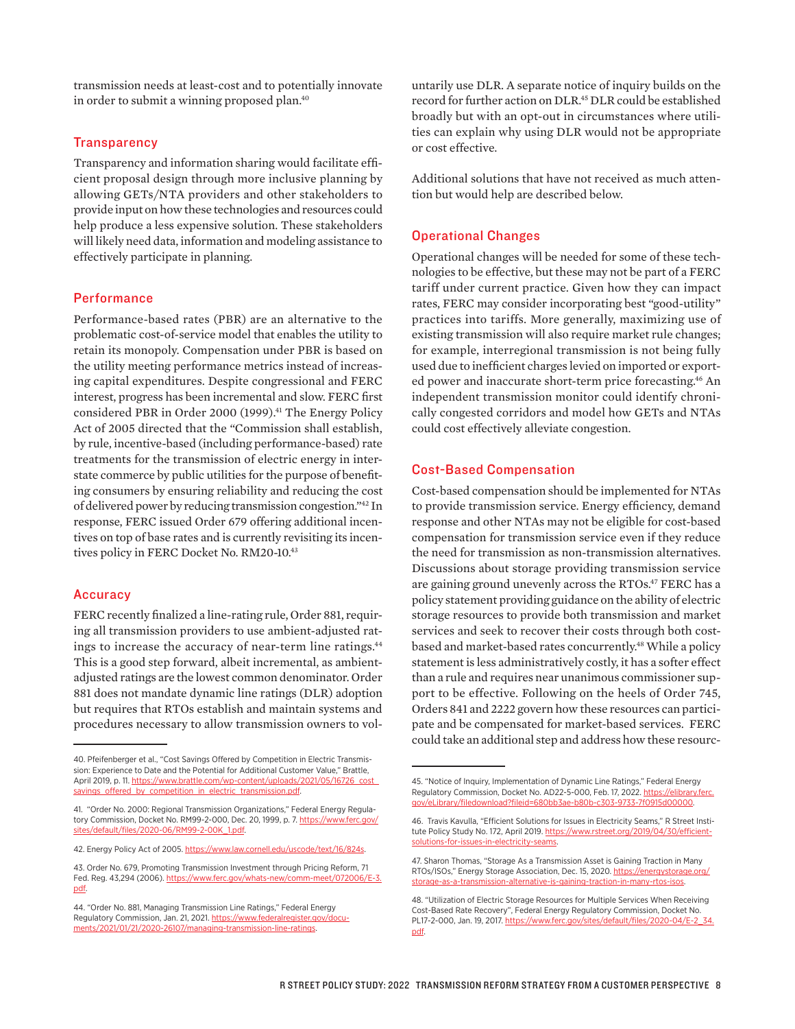transmission needs at least-cost and to potentially innovate in order to submit a winning proposed plan.[40]

## Transparency

Transparency and information sharing would facilitate efficient proposal design through more inclusive planning by allowing GETs/NTA providers and other stakeholders to provide input on how these technologies and resources could help produce a less expensive solution. These stakeholders will likely need data, information and modeling assistance to effectively participate in planning.

## Performance

Performance-based rates (PBR) are an alternative to the problematic cost-of-service model that enables the utility to retain its monopoly. Compensation under PBR is based on the utility meeting performance metrics instead of increasing capital expenditures. Despite congressional and FERC interest, progress has been incremental and slow. FERC first considered PBR in Order 2000 (1999).[41] The Energy Policy Act of 2005 directed that the "Commission shall establish, by rule, incentive-based (including performance-based) rate treatments for the transmission of electric energy in interstate commerce by public utilities for the purpose of benefiting consumers by ensuring reliability and reducing the cost of delivered power by reducing transmission congestion."[42] In response, FERC issued Order 679 offering additional incentives on top of base rates and is currently revisiting its incentives policy in FERC Docket No. RM20-10.[43]

## Accuracy

FERC recently finalized a line-rating rule, Order 881, requiring all transmission providers to use ambient-adjusted ratings to increase the accuracy of near-term line ratings.[44] This is a good step forward, albeit incremental, as ambient-adjusted ratings are the lowest common denominator. Order 881 does not mandate dynamic line ratings (DLR) adoption but requires that RTOs establish and maintain systems and procedures necessary to allow transmission owners to voluntarily use DLR. A separate notice of inquiry builds on the record for further action on DLR.[45] DLR could be established broadly but with an opt-out in circumstances where utilities can explain why using DLR would not be appropriate or cost effective.

Additional solutions that have not received as much attention but would help are described below.

## Operational Changes

Operational changes will be needed for some of these technologies to be effective, but these may not be part of a FERC tariff under current practice. Given how they can impact rates, FERC may consider incorporating best "good-utility" practices into tariffs. More generally, maximizing use of existing transmission will also require market rule changes; for example, interregional transmission is not being fully used due to inefficient charges levied on imported or exported power and inaccurate short-term price forecasting.[46] An independent transmission monitor could identify chronically congested corridors and model how GETs and NTAs could cost effectively alleviate congestion.

## Cost-Based Compensation

Cost-based compensation should be implemented for NTAs to provide transmission service. Energy efficiency, demand response and other NTAs may not be eligible for cost-based compensation for transmission service even if they reduce the need for transmission as non-transmission alternatives. Discussions about storage providing transmission service are gaining ground unevenly across the RTOs.[47] FERC has a policy statement providing guidance on the ability of electric storage resources to provide both transmission and market services and seek to recover their costs through both cost-based and market-based rates concurrently.[48] While a policy statement is less administratively costly, it has a softer effect than a rule and requires near unanimous commissioner support to be effective. Following on the heels of Order 745, Orders 841 and 2222 govern how these resources can participate and be compensated for market-based services. FERC could take an additional step and address how these resourc-

---

40. Pfeifenberger et al., "Cost Savings Offered by Competition in Electric Transmission: Experience to Date and the Potential for Additional Customer Value," Brattle, April 2019, p. 11. https://www.brattle.com/wp-content/uploads/2021/05/16726_cost_savings_offered_by_competition_in_electric_transmission.pdf.

41. "Order No. 2000: Regional Transmission Organizations," Federal Energy Regulatory Commission, Docket No. RM99-2-000, Dec. 20, 1999, p. 7. https://www.ferc.gov/sites/default/files/2020-06/RM99-2-00K_1.pdf.

42. Energy Policy Act of 2005. https://www.law.cornell.edu/uscode/text/16/824s.

43. Order No. 679, Promoting Transmission Investment through Pricing Reform, 71 Fed. Reg. 43,294 (2006). https://www.ferc.gov/whats-new/comm-meet/072006/E-3.pdf.

44. "Order No. 881, Managing Transmission Line Ratings," Federal Energy Regulatory Commission, Jan. 21, 2021. https://www.federalregister.gov/documents/2021/01/21/2020-26107/managing-transmission-line-ratings.

45. "Notice of Inquiry, Implementation of Dynamic Line Ratings," Federal Energy Regulatory Commission, Docket No. AD22-5-000, Feb. 17, 2022. https://elibrary.ferc.gov/eLibrary/filedownload?fileid=680bb3ae-b80b-c303-9733-7f0915d00000.

46. Travis Kavulla, "Efficient Solutions for Issues in Electricity Seams," R Street Institute Policy Study No. 172, April 2019. https://www.rstreet.org/2019/04/30/efficient-solutions-for-issues-in-electricity-seams.

47. Sharon Thomas, "Storage As a Transmission Asset is Gaining Traction in Many RTOs/ISOs," Energy Storage Association, Dec. 15, 2020. https://energystorage.org/storage-as-a-transmission-alternative-is-gaining-traction-in-many-rtos-isos.

48. "Utilization of Electric Storage Resources for Multiple Services When Receiving Cost-Based Rate Recovery", Federal Energy Regulatory Commission, Docket No. PL17-2-000, Jan. 19, 2017. https://www.ferc.gov/sites/default/files/2020-04/E-2_34.pdf.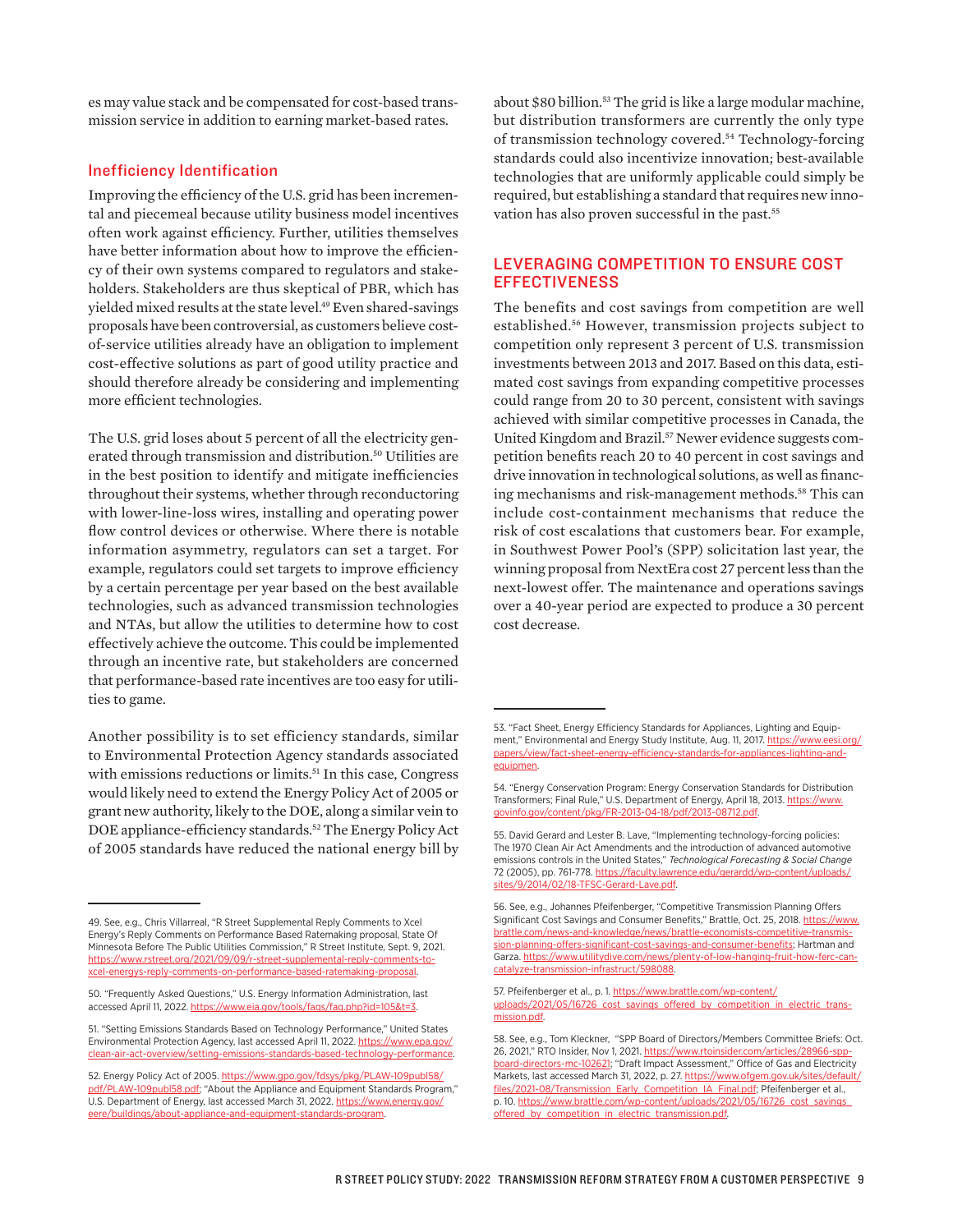es may value stack and be compensated for cost-based transmission service in addition to earning market-based rates.

### Inefficiency Identification

Improving the efficiency of the U.S. grid has been incremental and piecemeal because utility business model incentives often work against efficiency. Further, utilities themselves have better information about how to improve the efficiency of their own systems compared to regulators and stakeholders. Stakeholders are thus skeptical of PBR, which has yielded mixed results at the state level.[49] Even shared-savings proposals have been controversial, as customers believe cost-of-service utilities already have an obligation to implement cost-effective solutions as part of good utility practice and should therefore already be considering and implementing more efficient technologies.

The U.S. grid loses about 5 percent of all the electricity generated through transmission and distribution.[50] Utilities are in the best position to identify and mitigate inefficiencies throughout their systems, whether through reconductoring with lower-line-loss wires, installing and operating power flow control devices or otherwise. Where there is notable information asymmetry, regulators can set a target. For example, regulators could set targets to improve efficiency by a certain percentage per year based on the best available technologies, such as advanced transmission technologies and NTAs, but allow the utilities to determine how to cost effectively achieve the outcome. This could be implemented through an incentive rate, but stakeholders are concerned that performance-based rate incentives are too easy for utilities to game.

Another possibility is to set efficiency standards, similar to Environmental Protection Agency standards associated with emissions reductions or limits.[51] In this case, Congress would likely need to extend the Energy Policy Act of 2005 or grant new authority, likely to the DOE, along a similar vein to DOE appliance-efficiency standards.[52] The Energy Policy Act of 2005 standards have reduced the national energy bill by about $80 billion.[53] The grid is like a large modular machine, but distribution transformers are currently the only type of transmission technology covered.[54] Technology-forcing standards could also incentivize innovation; best-available technologies that are uniformly applicable could simply be required, but establishing a standard that requires new innovation has also proven successful in the past.[55]

## LEVERAGING COMPETITION TO ENSURE COST EFFECTIVENESS

The benefits and cost savings from competition are well established.[56] However, transmission projects subject to competition only represent 3 percent of U.S. transmission investments between 2013 and 2017. Based on this data, estimated cost savings from expanding competitive processes could range from 20 to 30 percent, consistent with savings achieved with similar competitive processes in Canada, the United Kingdom and Brazil.[57] Newer evidence suggests competition benefits reach 20 to 40 percent in cost savings and drive innovation in technological solutions, as well as financing mechanisms and risk-management methods.[58] This can include cost-containment mechanisms that reduce the risk of cost escalations that customers bear. For example, in Southwest Power Pool's (SPP) solicitation last year, the winning proposal from NextEra cost 27 percent less than the next-lowest offer. The maintenance and operations savings over a 40-year period are expected to produce a 30 percent cost decrease.

---

49. See, e.g., Chris Villarreal, "R Street Supplemental Reply Comments to Xcel Energy's Reply Comments on Performance Based Ratemaking proposal, State Of Minnesota Before The Public Utilities Commission," R Street Institute, Sept. 9, 2021. https://www.rstreet.org/2021/09/09/r-street-supplemental-reply-comments-to-xcel-energys-reply-comments-on-performance-based-ratemaking-proposal.

50. "Frequently Asked Questions," U.S. Energy Information Administration, last accessed April 11, 2022. https://www.eia.gov/tools/faqs/faq.php?id=105&t=3.

51. "Setting Emissions Standards Based on Technology Performance," United States Environmental Protection Agency, last accessed April 11, 2022. https://www.epa.gov/clean-air-act-overview/setting-emissions-standards-based-technology-performance.

52. Energy Policy Act of 2005. https://www.gpo.gov/fdsys/pkg/PLAW-109publ58/pdf/PLAW-109publ58.pdf; "About the Appliance and Equipment Standards Program," U.S. Department of Energy, last accessed March 31, 2022. https://www.energy.gov/eere/buildings/about-appliance-and-equipment-standards-program.

53. "Fact Sheet, Energy Efficiency Standards for Appliances, Lighting and Equipment," Environmental and Energy Study Institute, Aug. 11, 2017. https://www.eesi.org/papers/view/fact-sheet-energy-efficiency-standards-for-appliances-lighting-and-equipmen.

54. "Energy Conservation Program: Energy Conservation Standards for Distribution Transformers; Final Rule," U.S. Department of Energy, April 18, 2013. https://www.govinfo.gov/content/pkg/FR-2013-04-18/pdf/2013-08712.pdf.

55. David Gerard and Lester B. Lave, "Implementing technology-forcing policies: The 1970 Clean Air Act Amendments and the introduction of advanced automotive emissions controls in the United States," *Technological Forecasting & Social Change* 72 (2005), pp. 761-778. https://faculty.lawrence.edu/gerardd/wp-content/uploads/sites/9/2014/02/18-TFSC-Gerard-Lave.pdf.

56. See, e.g., Johannes Pfeifenberger, "Competitive Transmission Planning Offers Significant Cost Savings and Consumer Benefits," Brattle, Oct. 25, 2018. https://www.brattle.com/news-and-knowledge/news/brattle-economists-competitive-transmission-planning-offers-significant-cost-savings-and-consumer-benefits; Hartman and Garza. https://www.utilitydive.com/news/plenty-of-low-hanging-fruit-how-ferc-can-catalyze-transmission-infrastruct/598088.

57. Pfeifenberger et al., p. 1. https://www.brattle.com/wp-content/uploads/2021/05/16726_cost_savings_offered_by_competition_in_electric_transmission.pdf.

58. See, e.g., Tom Kleckner, "SPP Board of Directors/Members Committee Briefs: Oct. 26, 2021," RTO Insider, Nov 1, 2021. https://www.rtoinsider.com/articles/28966-spp-board-directors-mc-102621; "Draft Impact Assessment," Office of Gas and Electricity Markets, last accessed March 31, 2022, p. 27. https://www.ofgem.gov.uk/sites/default/files/2021-08/Transmission_Early_Competition_IA_Final.pdf; Pfeifenberger et al., p. 10. https://www.brattle.com/wp-content/uploads/2021/05/16726_cost_savings_offered_by_competition_in_electric_transmission.pdf.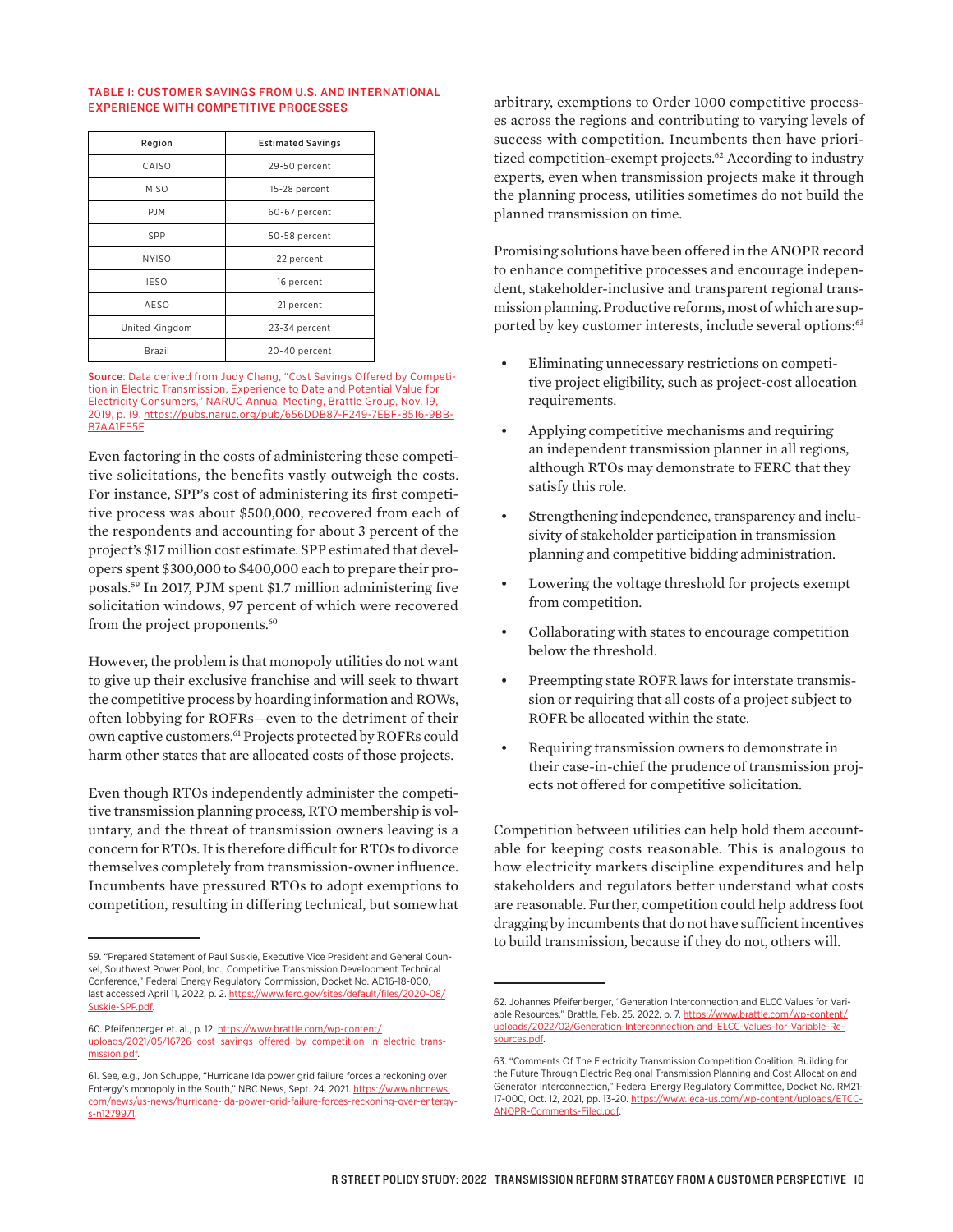**TABLE 1: CUSTOMER SAVINGS FROM U.S. AND INTERNATIONAL EXPERIENCE WITH COMPETITIVE PROCESSES**

| Region | Estimated Savings |
|---|---|
| CAISO | 29-50 percent |
| MISO | 15-28 percent |
| PJM | 60-67 percent |
| SPP | 50-58 percent |
| NYISO | 22 percent |
| IESO | 16 percent |
| AESO | 21 percent |
| United Kingdom | 23-34 percent |
| Brazil | 20-40 percent |

**Source**: Data derived from Judy Chang, "Cost Savings Offered by Competition in Electric Transmission, Experience to Date and Potential Value for Electricity Consumers," NARUC Annual Meeting, Brattle Group, Nov. 19, 2019, p. 19. https://pubs.naruc.org/pub/656DDB87-F249-7EBF-8516-9BB-B7AA1FE5F.

Even factoring in the costs of administering these competitive solicitations, the benefits vastly outweigh the costs. For instance, SPP's cost of administering its first competitive process was about $500,000, recovered from each of the respondents and accounting for about 3 percent of the project's $17 million cost estimate. SPP estimated that developers spent $300,000 to $400,000 each to prepare their proposals.[59] In 2017, PJM spent $1.7 million administering five solicitation windows, 97 percent of which were recovered from the project proponents.[60]

However, the problem is that monopoly utilities do not want to give up their exclusive franchise and will seek to thwart the competitive process by hoarding information and ROWs, often lobbying for ROFRs—even to the detriment of their own captive customers.[61] Projects protected by ROFRs could harm other states that are allocated costs of those projects.

Even though RTOs independently administer the competitive transmission planning process, RTO membership is voluntary, and the threat of transmission owners leaving is a concern for RTOs. It is therefore difficult for RTOs to divorce themselves completely from transmission-owner influence. Incumbents have pressured RTOs to adopt exemptions to competition, resulting in differing technical, but somewhat arbitrary, exemptions to Order 1000 competitive processes across the regions and contributing to varying levels of success with competition. Incumbents then have prioritized competition-exempt projects.[62] According to industry experts, even when transmission projects make it through the planning process, utilities sometimes do not build the planned transmission on time.

Promising solutions have been offered in the ANOPR record to enhance competitive processes and encourage independent, stakeholder-inclusive and transparent regional transmission planning. Productive reforms, most of which are supported by key customer interests, include several options:[63]

- Eliminating unnecessary restrictions on competitive project eligibility, such as project-cost allocation requirements.
- Applying competitive mechanisms and requiring an independent transmission planner in all regions, although RTOs may demonstrate to FERC that they satisfy this role.
- Strengthening independence, transparency and inclusivity of stakeholder participation in transmission planning and competitive bidding administration.
- Lowering the voltage threshold for projects exempt from competition.
- Collaborating with states to encourage competition below the threshold.
- Preempting state ROFR laws for interstate transmission or requiring that all costs of a project subject to ROFR be allocated within the state.
- Requiring transmission owners to demonstrate in their case-in-chief the prudence of transmission projects not offered for competitive solicitation.

Competition between utilities can help hold them accountable for keeping costs reasonable. This is analogous to how electricity markets discipline expenditures and help stakeholders and regulators better understand what costs are reasonable. Further, competition could help address foot dragging by incumbents that do not have sufficient incentives to build transmission, because if they do not, others will.

---

59. "Prepared Statement of Paul Suskie, Executive Vice President and General Counsel, Southwest Power Pool, Inc., Competitive Transmission Development Technical Conference," Federal Energy Regulatory Commission, Docket No. AD16-18-000, last accessed April 11, 2022, p. 2. https://www.ferc.gov/sites/default/files/2020-08/Suskie-SPP.pdf.

60. Pfeifenberger et. al., p. 12. https://www.brattle.com/wp-content/uploads/2021/05/16726_cost_savings_offered_by_competition_in_electric_transmission.pdf.

61. See, e.g., Jon Schuppe, "Hurricane Ida power grid failure forces a reckoning over Entergy's monopoly in the South," NBC News, Sept. 24, 2021. https://www.nbcnews.com/news/us-news/hurricane-ida-power-grid-failure-forces-reckoning-over-entergy-s-n1279971.

62. Johannes Pfeifenberger, "Generation Interconnection and ELCC Values for Variable Resources," Brattle, Feb. 25, 2022, p. 7. https://www.brattle.com/wp-content/uploads/2022/02/Generation-Interconnection-and-ELCC-Values-for-Variable-Resources.pdf.

63. "Comments Of The Electricity Transmission Competition Coalition, Building for the Future Through Electric Regional Transmission Planning and Cost Allocation and Generator Interconnection," Federal Energy Regulatory Committee, Docket No. RM21-17-000, Oct. 12, 2021, pp. 13-20. https://www.ieca-us.com/wp-content/uploads/ETCC-ANOPR-Comments-Filed.pdf.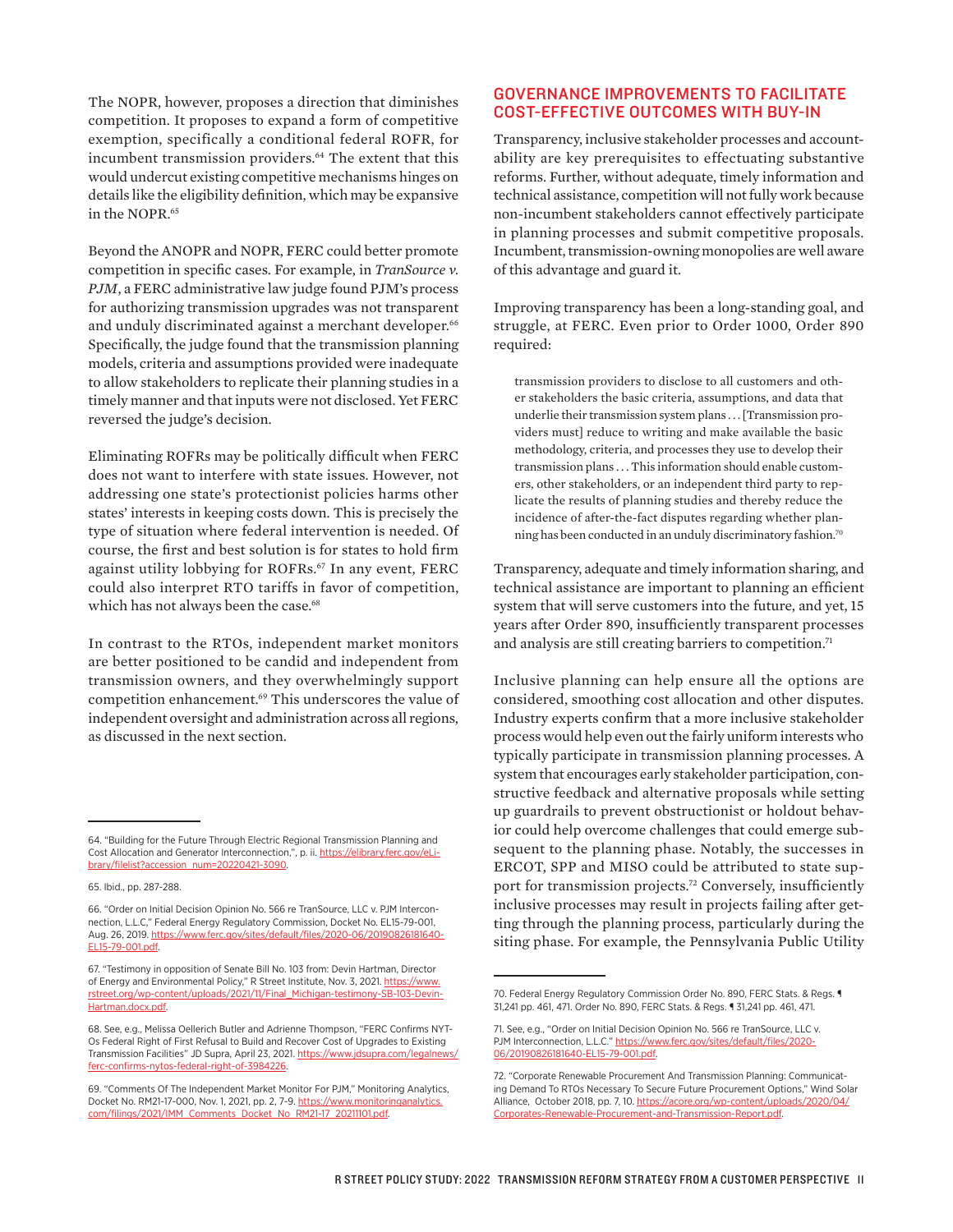The NOPR, however, proposes a direction that diminishes competition. It proposes to expand a form of competitive exemption, specifically a conditional federal ROFR, for incumbent transmission providers.[64] The extent that this would undercut existing competitive mechanisms hinges on details like the eligibility definition, which may be expansive in the NOPR.[65]

Beyond the ANOPR and NOPR, FERC could better promote competition in specific cases. For example, in *TranSource v. PJM*, a FERC administrative law judge found PJM's process for authorizing transmission upgrades was not transparent and unduly discriminated against a merchant developer.[66] Specifically, the judge found that the transmission planning models, criteria and assumptions provided were inadequate to allow stakeholders to replicate their planning studies in a timely manner and that inputs were not disclosed. Yet FERC reversed the judge's decision.

Eliminating ROFRs may be politically difficult when FERC does not want to interfere with state issues. However, not addressing one state's protectionist policies harms other states' interests in keeping costs down. This is precisely the type of situation where federal intervention is needed. Of course, the first and best solution is for states to hold firm against utility lobbying for ROFRs.[67] In any event, FERC could also interpret RTO tariffs in favor of competition, which has not always been the case.[68]

In contrast to the RTOs, independent market monitors are better positioned to be candid and independent from transmission owners, and they overwhelmingly support competition enhancement.[69] This underscores the value of independent oversight and administration across all regions, as discussed in the next section.

## GOVERNANCE IMPROVEMENTS TO FACILITATE COST-EFFECTIVE OUTCOMES WITH BUY-IN

Transparency, inclusive stakeholder processes and accountability are key prerequisites to effectuating substantive reforms. Further, without adequate, timely information and technical assistance, competition will not fully work because non-incumbent stakeholders cannot effectively participate in planning processes and submit competitive proposals. Incumbent, transmission-owning monopolies are well aware of this advantage and guard it.

Improving transparency has been a long-standing goal, and struggle, at FERC. Even prior to Order 1000, Order 890 required:

> transmission providers to disclose to all customers and other stakeholders the basic criteria, assumptions, and data that underlie their transmission system plans . . . [Transmission providers must] reduce to writing and make available the basic methodology, criteria, and processes they use to develop their transmission plans . . . This information should enable customers, other stakeholders, or an independent third party to replicate the results of planning studies and thereby reduce the incidence of after-the-fact disputes regarding whether planning has been conducted in an unduly discriminatory fashion.[70]

Transparency, adequate and timely information sharing, and technical assistance are important to planning an efficient system that will serve customers into the future, and yet, 15 years after Order 890, insufficiently transparent processes and analysis are still creating barriers to competition.[71]

Inclusive planning can help ensure all the options are considered, smoothing cost allocation and other disputes. Industry experts confirm that a more inclusive stakeholder process would help even out the fairly uniform interests who typically participate in transmission planning processes. A system that encourages early stakeholder participation, constructive feedback and alternative proposals while setting up guardrails to prevent obstructionist or holdout behavior could help overcome challenges that could emerge subsequent to the planning phase. Notably, the successes in ERCOT, SPP and MISO could be attributed to state support for transmission projects.[72] Conversely, insufficiently inclusive processes may result in projects failing after getting through the planning process, particularly during the siting phase. For example, the Pennsylvania Public Utility

---

64. "Building for the Future Through Electric Regional Transmission Planning and Cost Allocation and Generator Interconnection,", p. ii. https://elibrary.ferc.gov/eLibrary/filelist?accession_num=20220421-3090.

65. Ibid., pp. 287-288.

66. "Order on Initial Decision Opinion No. 566 re TranSource, LLC v. PJM Interconnection, L.L.C," Federal Energy Regulatory Commission, Docket No. EL15-79-001, Aug. 26, 2019. https://www.ferc.gov/sites/default/files/2020-06/20190826181640-EL15-79-001.pdf.

67. "Testimony in opposition of Senate Bill No. 103 from: Devin Hartman, Director of Energy and Environmental Policy," R Street Institute, Nov. 3, 2021. https://www.rstreet.org/wp-content/uploads/2021/11/Final_Michigan-testimony-SB-103-Devin-Hartman.docx.pdf.

68. See, e.g., Melissa Oellerich Butler and Adrienne Thompson, "FERC Confirms NYTOs Federal Right of First Refusal to Build and Recover Cost of Upgrades to Existing Transmission Facilities" JD Supra, April 23, 2021. https://www.jdsupra.com/legalnews/ferc-confirms-nytos-federal-right-of-3984226.

69. "Comments Of The Independent Market Monitor For PJM," Monitoring Analytics, Docket No. RM21-17-000, Nov. 1, 2021, pp. 2, 7-9. https://www.monitoringanalytics.com/filings/2021/IMM_Comments_Docket_No_RM21-17_20211101.pdf.

70. Federal Energy Regulatory Commission Order No. 890, FERC Stats. & Regs. ¶ 31,241 pp. 461, 471. Order No. 890, FERC Stats. & Regs. ¶ 31,241 pp. 461, 471.

71. See, e.g., "Order on Initial Decision Opinion No. 566 re TranSource, LLC v. PJM Interconnection, L.L.C." https://www.ferc.gov/sites/default/files/2020-06/20190826181640-EL15-79-001.pdf.

72. "Corporate Renewable Procurement And Transmission Planning: Communicating Demand To RTOs Necessary To Secure Future Procurement Options," Wind Solar Alliance, October 2018, pp. 7, 10. https://acore.org/wp-content/uploads/2020/04/Corporates-Renewable-Procurement-and-Transmission-Report.pdf.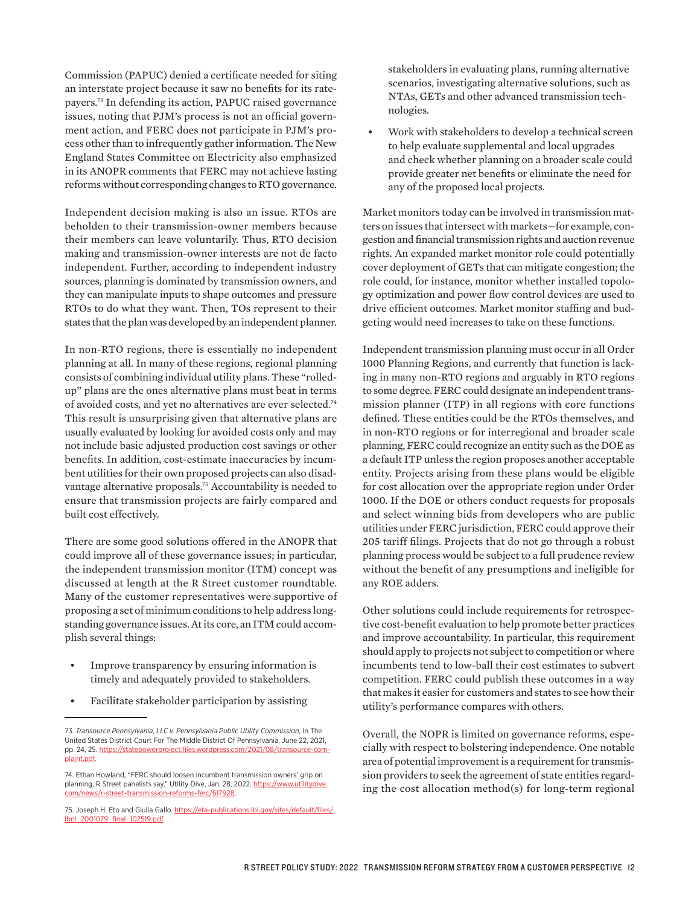Commission (PAPUC) denied a certificate needed for siting an interstate project because it saw no benefits for its ratepayers.[73] In defending its action, PAPUC raised governance issues, noting that PJM's process is not an official government action, and FERC does not participate in PJM's process other than to infrequently gather information. The New England States Committee on Electricity also emphasized in its ANOPR comments that FERC may not achieve lasting reforms without corresponding changes to RTO governance.

Independent decision making is also an issue. RTOs are beholden to their transmission-owner members because their members can leave voluntarily. Thus, RTO decision making and transmission-owner interests are not de facto independent. Further, according to independent industry sources, planning is dominated by transmission owners, and they can manipulate inputs to shape outcomes and pressure RTOs to do what they want. Then, TOs represent to their states that the plan was developed by an independent planner.

In non-RTO regions, there is essentially no independent planning at all. In many of these regions, regional planning consists of combining individual utility plans. These "rolled-up" plans are the ones alternative plans must beat in terms of avoided costs, and yet no alternatives are ever selected.[74] This result is unsurprising given that alternative plans are usually evaluated by looking for avoided costs only and may not include basic adjusted production cost savings or other benefits. In addition, cost-estimate inaccuracies by incumbent utilities for their own proposed projects can also disadvantage alternative proposals.[75] Accountability is needed to ensure that transmission projects are fairly compared and built cost effectively.

There are some good solutions offered in the ANOPR that could improve all of these governance issues; in particular, the independent transmission monitor (ITM) concept was discussed at length at the R Street customer roundtable. Many of the customer representatives were supportive of proposing a set of minimum conditions to help address longstanding governance issues. At its core, an ITM could accomplish several things:

- Improve transparency by ensuring information is timely and adequately provided to stakeholders.
- Facilitate stakeholder participation by assisting stakeholders in evaluating plans, running alternative scenarios, investigating alternative solutions, such as NTAs, GETs and other advanced transmission technologies.
- Work with stakeholders to develop a technical screen to help evaluate supplemental and local upgrades and check whether planning on a broader scale could provide greater net benefits or eliminate the need for any of the proposed local projects.

Market monitors today can be involved in transmission matters on issues that intersect with markets—for example, congestion and financial transmission rights and auction revenue rights. An expanded market monitor role could potentially cover deployment of GETs that can mitigate congestion; the role could, for instance, monitor whether installed topology optimization and power flow control devices are used to drive efficient outcomes. Market monitor staffing and budgeting would need increases to take on these functions.

Independent transmission planning must occur in all Order 1000 Planning Regions, and currently that function is lacking in many non-RTO regions and arguably in RTO regions to some degree. FERC could designate an independent transmission planner (ITP) in all regions with core functions defined. These entities could be the RTOs themselves, and in non-RTO regions or for interregional and broader scale planning, FERC could recognize an entity such as the DOE as a default ITP unless the region proposes another acceptable entity. Projects arising from these plans would be eligible for cost allocation over the appropriate region under Order 1000. If the DOE or others conduct requests for proposals and select winning bids from developers who are public utilities under FERC jurisdiction, FERC could approve their 205 tariff filings. Projects that do not go through a robust planning process would be subject to a full prudence review without the benefit of any presumptions and ineligible for any ROE adders.

Other solutions could include requirements for retrospective cost-benefit evaluation to help promote better practices and improve accountability. In particular, this requirement should apply to projects not subject to competition or where incumbents tend to low-ball their cost estimates to subvert competition. FERC could publish these outcomes in a way that makes it easier for customers and states to see how their utility's performance compares with others.

Overall, the NOPR is limited on governance reforms, especially with respect to bolstering independence. One notable area of potential improvement is a requirement for transmission providers to seek the agreement of state entities regarding the cost allocation method(s) for long-term regional

---

73. *Transource Pennsylvania, LLC v. Pennsylvania Public Utility Commission*, In The United States District Court For The Middle District Of Pennsylvania, June 22, 2021, pp. 24, 25. https://statepowerproject.files.wordpress.com/2021/08/transource-complaint.pdf.

74. Ethan Howland, "FERC should loosen incumbent transmission owners' grip on planning, R Street panelists say," Utility Dive, Jan. 28, 2022. https://www.utilitydive.com/news/r-street-transmission-reforms-ferc/617928.

75. Joseph H. Eto and Giulia Gallo. https://eta-publications.lbl.gov/sites/default/files/lbnl_2001079_final_102519.pdf.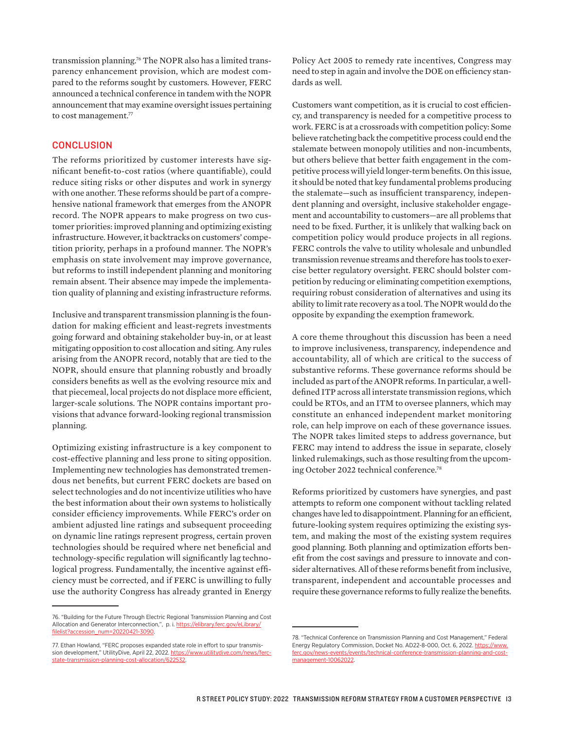transmission planning.[76] The NOPR also has a limited transparency enhancement provision, which are modest compared to the reforms sought by customers. However, FERC announced a technical conference in tandem with the NOPR announcement that may examine oversight issues pertaining to cost management.[77]

## CONCLUSION

The reforms prioritized by customer interests have significant benefit-to-cost ratios (where quantifiable), could reduce siting risks or other disputes and work in synergy with one another. These reforms should be part of a comprehensive national framework that emerges from the ANOPR record. The NOPR appears to make progress on two customer priorities: improved planning and optimizing existing infrastructure. However, it backtracks on customers' competition priority, perhaps in a profound manner. The NOPR's emphasis on state involvement may improve governance, but reforms to instill independent planning and monitoring remain absent. Their absence may impede the implementation quality of planning and existing infrastructure reforms.

Inclusive and transparent transmission planning is the foundation for making efficient and least-regrets investments going forward and obtaining stakeholder buy-in, or at least mitigating opposition to cost allocation and siting. Any rules arising from the ANOPR record, notably that are tied to the NOPR, should ensure that planning robustly and broadly considers benefits as well as the evolving resource mix and that piecemeal, local projects do not displace more efficient, larger-scale solutions. The NOPR contains important provisions that advance forward-looking regional transmission planning.

Optimizing existing infrastructure is a key component to cost-effective planning and less prone to siting opposition. Implementing new technologies has demonstrated tremendous net benefits, but current FERC dockets are based on select technologies and do not incentivize utilities who have the best information about their own systems to holistically consider efficiency improvements. While FERC's order on ambient adjusted line ratings and subsequent proceeding on dynamic line ratings represent progress, certain proven technologies should be required where net beneficial and technology-specific regulation will significantly lag technological progress. Fundamentally, the incentive against efficiency must be corrected, and if FERC is unwilling to fully use the authority Congress has already granted in Energy Policy Act 2005 to remedy rate incentives, Congress may need to step in again and involve the DOE on efficiency standards as well.

Customers want competition, as it is crucial to cost efficiency, and transparency is needed for a competitive process to work. FERC is at a crossroads with competition policy: Some believe ratcheting back the competitive process could end the stalemate between monopoly utilities and non-incumbents, but others believe that better faith engagement in the competitive process will yield longer-term benefits. On this issue, it should be noted that key fundamental problems producing the stalemate—such as insufficient transparency, independent planning and oversight, inclusive stakeholder engagement and accountability to customers—are all problems that need to be fixed. Further, it is unlikely that walking back on competition policy would produce projects in all regions. FERC controls the valve to utility wholesale and unbundled transmission revenue streams and therefore has tools to exercise better regulatory oversight. FERC should bolster competition by reducing or eliminating competition exemptions, requiring robust consideration of alternatives and using its ability to limit rate recovery as a tool. The NOPR would do the opposite by expanding the exemption framework.

A core theme throughout this discussion has been a need to improve inclusiveness, transparency, independence and accountability, all of which are critical to the success of substantive reforms. These governance reforms should be included as part of the ANOPR reforms. In particular, a well-defined ITP across all interstate transmission regions, which could be RTOs, and an ITM to oversee planners, which may constitute an enhanced independent market monitoring role, can help improve on each of these governance issues. The NOPR takes limited steps to address governance, but FERC may intend to address the issue in separate, closely linked rulemakings, such as those resulting from the upcoming October 2022 technical conference.[78]

Reforms prioritized by customers have synergies, and past attempts to reform one component without tackling related changes have led to disappointment. Planning for an efficient, future-looking system requires optimizing the existing system, and making the most of the existing system requires good planning. Both planning and optimization efforts benefit from the cost savings and pressure to innovate and consider alternatives. All of these reforms benefit from inclusive, transparent, independent and accountable processes and require these governance reforms to fully realize the benefits.

---

76. "Building for the Future Through Electric Regional Transmission Planning and Cost Allocation and Generator Interconnection,", p. i. https://elibrary.ferc.gov/eLibrary/filelist?accession_num=20220421-3090.

77. Ethan Howland, "FERC proposes expanded state role in effort to spur transmission development," UtilityDive, April 22, 2022. https://www.utilitydive.com/news/ferc-state-transmission-planning-cost-allocation/622532.

78. "Technical Conference on Transmission Planning and Cost Management," Federal Energy Regulatory Commission, Docket No. AD22-8-000, Oct. 6, 2022. https://www.ferc.gov/news-events/events/technical-conference-transmission-planning-and-cost-management-10062022.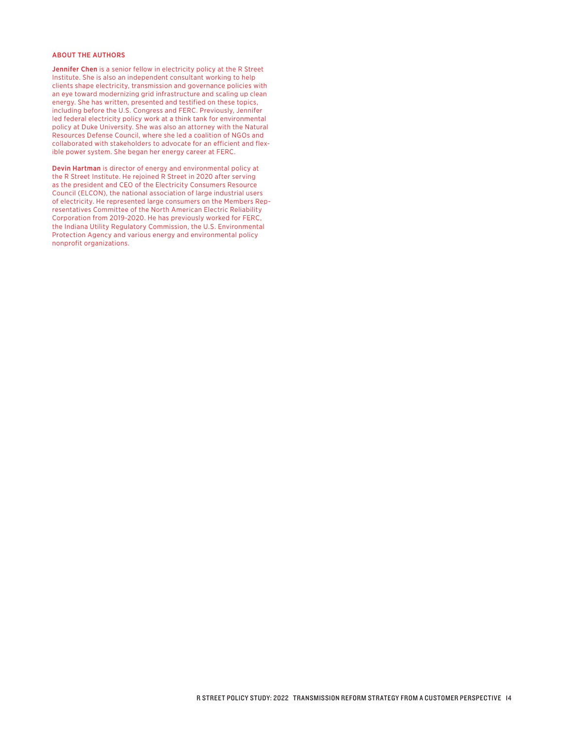## ABOUT THE AUTHORS

**Jennifer Chen** is a senior fellow in electricity policy at the R Street Institute. She is also an independent consultant working to help clients shape electricity, transmission and governance policies with an eye toward modernizing grid infrastructure and scaling up clean energy. She has written, presented and testified on these topics, including before the U.S. Congress and FERC. Previously, Jennifer led federal electricity policy work at a think tank for environmental policy at Duke University. She was also an attorney with the Natural Resources Defense Council, where she led a coalition of NGOs and collaborated with stakeholders to advocate for an efficient and flexible power system. She began her energy career at FERC.

**Devin Hartman** is director of energy and environmental policy at the R Street Institute. He rejoined R Street in 2020 after serving as the president and CEO of the Electricity Consumers Resource Council (ELCON), the national association of large industrial users of electricity. He represented large consumers on the Members Representatives Committee of the North American Electric Reliability Corporation from 2019-2020. He has previously worked for FERC, the Indiana Utility Regulatory Commission, the U.S. Environmental Protection Agency and various energy and environmental policy nonprofit organizations.